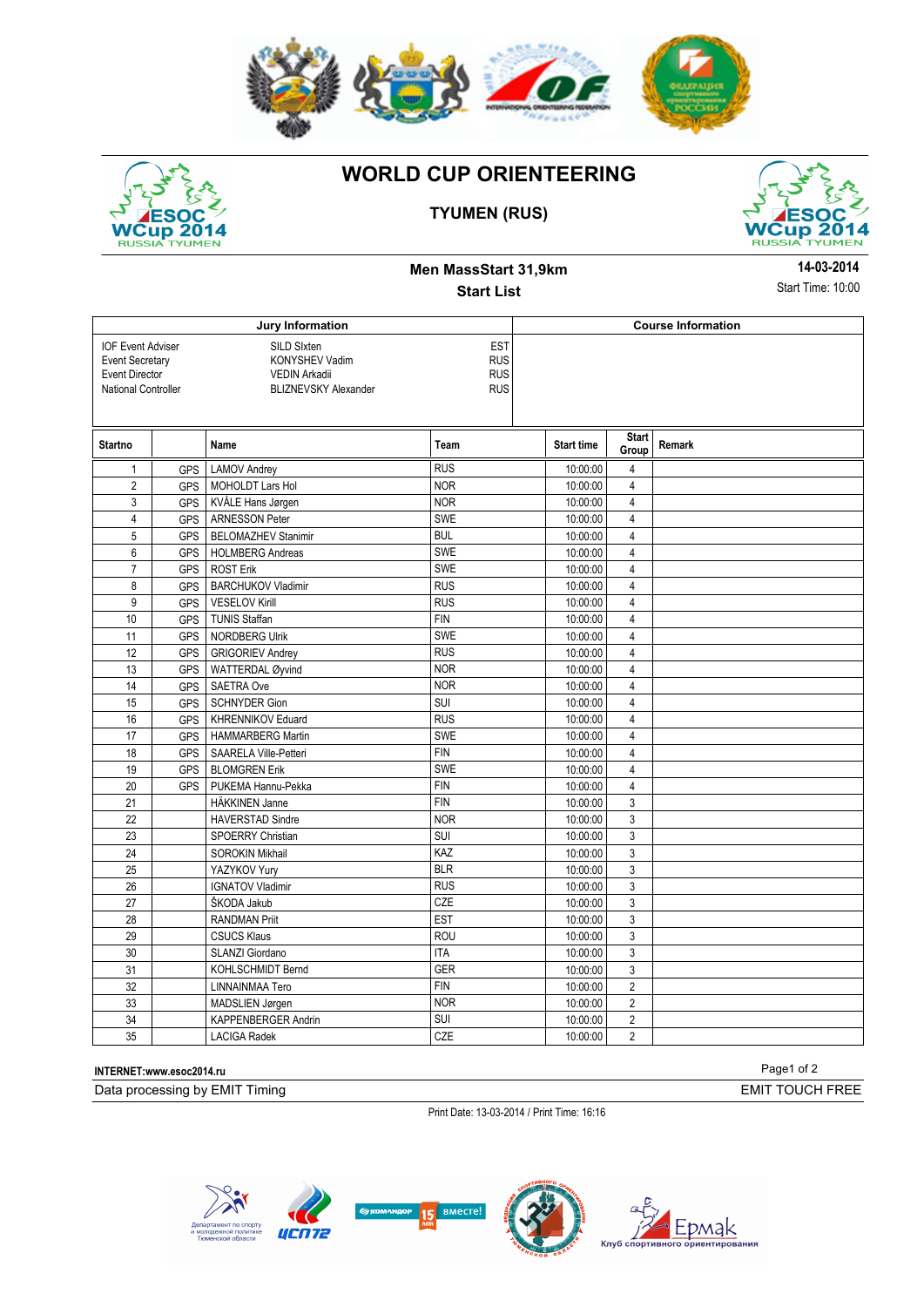# WORLD CUP ORIENTEERING

## TYUMEN (RUS)

### Men MassStart 31,9km

### Start List

14-03-2014

Start Time: 10:00

| Jury Information | | |
|---|---|---|
| IOF Event Adviser | SILD SIxten | EST |
| Event Secretary | KONYSHEV Vadim | RUS |
| Event Director | VEDIN Arkadii | RUS |
| National Controller | BLIZNEVSKY Alexander | RUS |

**Course Information**

| Startno | | Name | Team | Start time | Start Group | Remark |
|---|---|---|---|---|---|---|
| 1 | GPS | LAMOV Andrey | RUS | 10:00:00 | 4 | |
| 2 | GPS | MOHOLDT Lars Hol | NOR | 10:00:00 | 4 | |
| 3 | GPS | KVÅLE Hans Jørgen | NOR | 10:00:00 | 4 | |
| 4 | GPS | ARNESSON Peter | SWE | 10:00:00 | 4 | |
| 5 | GPS | BELOMAZHEV Stanimir | BUL | 10:00:00 | 4 | |
| 6 | GPS | HOLMBERG Andreas | SWE | 10:00:00 | 4 | |
| 7 | GPS | ROST Erik | SWE | 10:00:00 | 4 | |
| 8 | GPS | BARCHUKOV Vladimir | RUS | 10:00:00 | 4 | |
| 9 | GPS | VESELOV Kirill | RUS | 10:00:00 | 4 | |
| 10 | GPS | TUNIS Staffan | FIN | 10:00:00 | 4 | |
| 11 | GPS | NORDBERG Ulrik | SWE | 10:00:00 | 4 | |
| 12 | GPS | GRIGORIEV Andrey | RUS | 10:00:00 | 4 | |
| 13 | GPS | WATTERDAL Øyvind | NOR | 10:00:00 | 4 | |
| 14 | GPS | SAETRA Ove | NOR | 10:00:00 | 4 | |
| 15 | GPS | SCHNYDER Gion | SUI | 10:00:00 | 4 | |
| 16 | GPS | KHRENNIKOV Eduard | RUS | 10:00:00 | 4 | |
| 17 | GPS | HAMMARBERG Martin | SWE | 10:00:00 | 4 | |
| 18 | GPS | SAARELA Ville-Petteri | FIN | 10:00:00 | 4 | |
| 19 | GPS | BLOMGREN Erik | SWE | 10:00:00 | 4 | |
| 20 | GPS | PUKEMA Hannu-Pekka | FIN | 10:00:00 | 4 | |
| 21 | | HÄKKINEN Janne | FIN | 10:00:00 | 3 | |
| 22 | | HAVERSTAD Sindre | NOR | 10:00:00 | 3 | |
| 23 | | SPOERRY Christian | SUI | 10:00:00 | 3 | |
| 24 | | SOROKIN Mikhail | KAZ | 10:00:00 | 3 | |
| 25 | | YAZYKOV Yury | BLR | 10:00:00 | 3 | |
| 26 | | IGNATOV Vladimir | RUS | 10:00:00 | 3 | |
| 27 | | ŠKODA Jakub | CZE | 10:00:00 | 3 | |
| 28 | | RANDMAN Priit | EST | 10:00:00 | 3 | |
| 29 | | CSUCS Klaus | ROU | 10:00:00 | 3 | |
| 30 | | SLANZI Giordano | ITA | 10:00:00 | 3 | |
| 31 | | KOHLSCHMIDT Bernd | GER | 10:00:00 | 3 | |
| 32 | | LINNAINMAA Tero | FIN | 10:00:00 | 2 | |
| 33 | | MADSLIEN Jørgen | NOR | 10:00:00 | 2 | |
| 34 | | KAPPENBERGER Andrin | SUI | 10:00:00 | 2 | |
| 35 | | LACIGA Radek | CZE | 10:00:00 | 2 | |

INTERNET:www.esoc2014.ru

Data processing by EMIT Timing — EMIT TOUCH FREE

Print Date: 13-03-2014 / Print Time: 16:16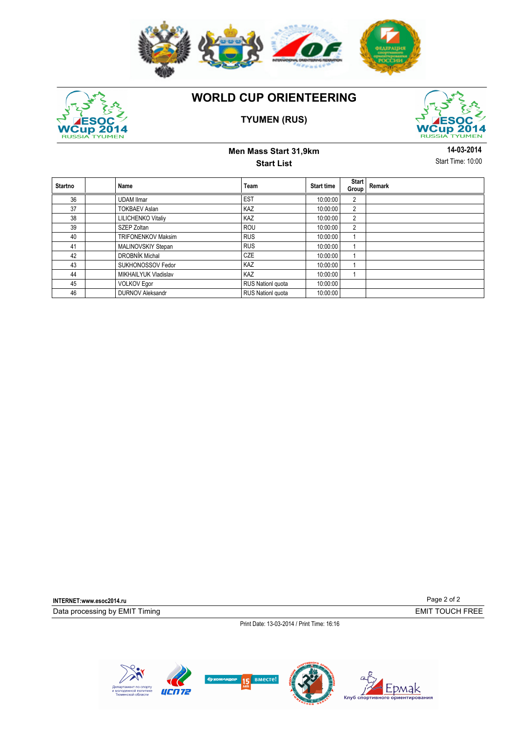# WORLD CUP ORIENTEERING

## TYUMEN (RUS)

**Men Mass Start 31,9km**

**Start List**

**14-03-2014**

Start Time: 10:00

| Startno | | Name | Team | Start time | Start Group | Remark |
|---|---|---|---|---|---|---|
| 36 | | UDAM Ilmar | EST | 10:00:00 | 2 | |
| 37 | | TOKBAEV Aslan | KAZ | 10:00:00 | 2 | |
| 38 | | LILICHENKO Vitaliy | KAZ | 10:00:00 | 2 | |
| 39 | | SZEP Zoltan | ROU | 10:00:00 | 2 | |
| 40 | | TRIFONENKOV Maksim | RUS | 10:00:00 | 1 | |
| 41 | | MALINOVSKIY Stepan | RUS | 10:00:00 | 1 | |
| 42 | | DROBNÍK Michal | CZE | 10:00:00 | 1 | |
| 43 | | SUKHONOSSOV Fedor | KAZ | 10:00:00 | 1 | |
| 44 | | MIKHAILYUK Vladislav | KAZ | 10:00:00 | 1 | |
| 45 | | VOLKOV Egor | RUS Nationl quota | 10:00:00 | | |
| 46 | | DURNOV Aleksandr | RUS Nationl quota | 10:00:00 | | |

**INTERNET:www.esoc2014.ru**

Data processing by EMIT Timing

EMIT TOUCH FREE

Print Date: 13-03-2014 / Print Time: 16:16